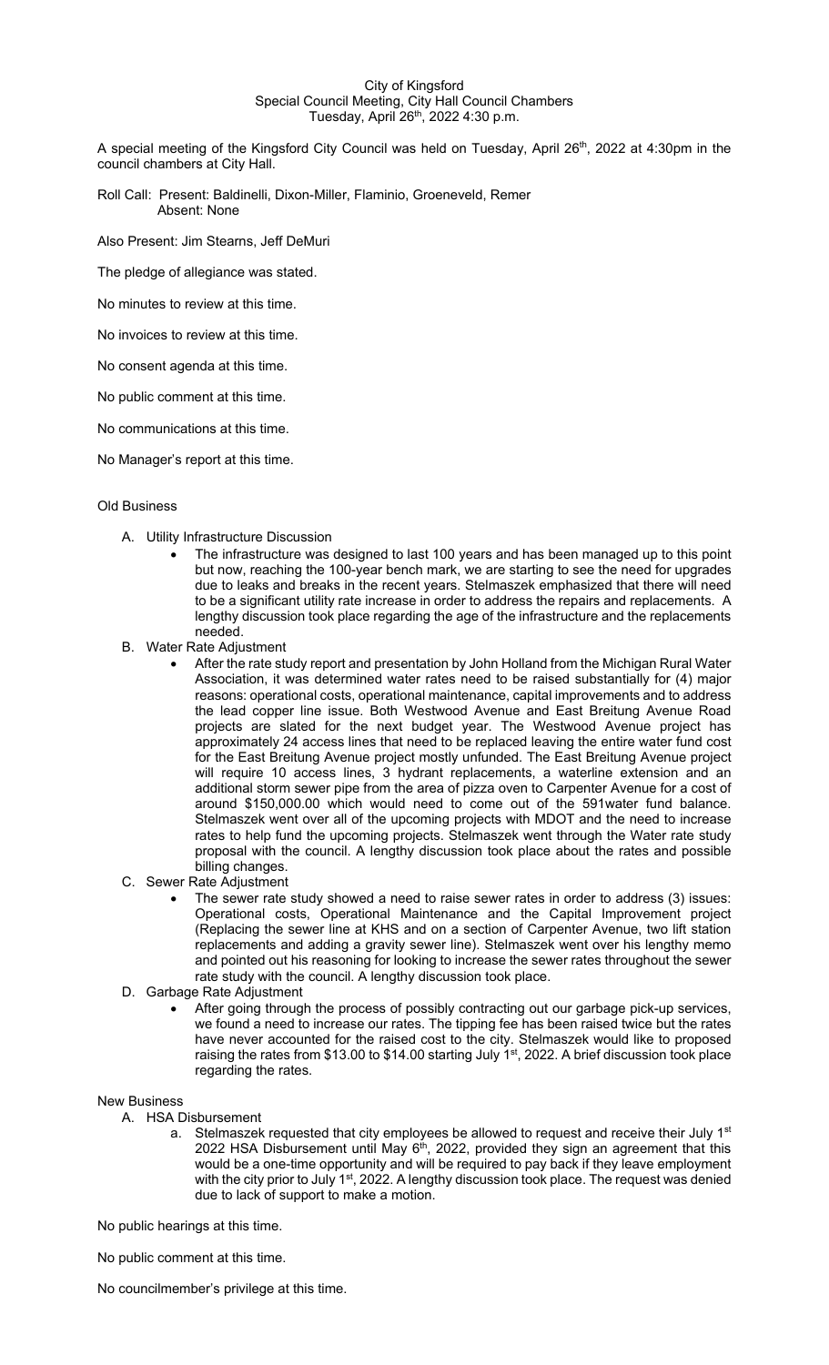City of Kingsford
Special Council Meeting, City Hall Council Chambers
Tuesday, April 26th, 2022 4:30 p.m.

A special meeting of the Kingsford City Council was held on Tuesday, April 26th, 2022 at 4:30pm in the council chambers at City Hall.

Roll Call: Present: Baldinelli, Dixon-Miller, Flaminio, Groeneveld, Remer
Absent: None

Also Present: Jim Stearns, Jeff DeMuri

The pledge of allegiance was stated.

No minutes to review at this time.

No invoices to review at this time.

No consent agenda at this time.

No public comment at this time.

No communications at this time.

No Manager's report at this time.

Old Business

A. Utility Infrastructure Discussion
   - The infrastructure was designed to last 100 years and has been managed up to this point but now, reaching the 100-year bench mark, we are starting to see the need for upgrades due to leaks and breaks in the recent years. Stelmaszek emphasized that there will need to be a significant utility rate increase in order to address the repairs and replacements. A lengthy discussion took place regarding the age of the infrastructure and the replacements needed.
B. Water Rate Adjustment
   - After the rate study report and presentation by John Holland from the Michigan Rural Water Association, it was determined water rates need to be raised substantially for (4) major reasons: operational costs, operational maintenance, capital improvements and to address the lead copper line issue. Both Westwood Avenue and East Breitung Avenue Road projects are slated for the next budget year. The Westwood Avenue project has approximately 24 access lines that need to be replaced leaving the entire water fund cost for the East Breitung Avenue project mostly unfunded. The East Breitung Avenue project will require 10 access lines, 3 hydrant replacements, a waterline extension and an additional storm sewer pipe from the area of pizza oven to Carpenter Avenue for a cost of around $150,000.00 which would need to come out of the 591water fund balance. Stelmaszek went over all of the upcoming projects with MDOT and the need to increase rates to help fund the upcoming projects. Stelmaszek went through the Water rate study proposal with the council. A lengthy discussion took place about the rates and possible billing changes.
C. Sewer Rate Adjustment
   - The sewer rate study showed a need to raise sewer rates in order to address (3) issues: Operational costs, Operational Maintenance and the Capital Improvement project (Replacing the sewer line at KHS and on a section of Carpenter Avenue, two lift station replacements and adding a gravity sewer line). Stelmaszek went over his lengthy memo and pointed out his reasoning for looking to increase the sewer rates throughout the sewer rate study with the council. A lengthy discussion took place.
D. Garbage Rate Adjustment
   - After going through the process of possibly contracting out our garbage pick-up services, we found a need to increase our rates. The tipping fee has been raised twice but the rates have never accounted for the raised cost to the city. Stelmaszek would like to proposed raising the rates from $13.00 to $14.00 starting July 1st, 2022. A brief discussion took place regarding the rates.

New Business

A. HSA Disbursement
   a. Stelmaszek requested that city employees be allowed to request and receive their July 1st 2022 HSA Disbursement until May 6th, 2022, provided they sign an agreement that this would be a one-time opportunity and will be required to pay back if they leave employment with the city prior to July 1st, 2022. A lengthy discussion took place. The request was denied due to lack of support to make a motion.

No public hearings at this time.

No public comment at this time.

No councilmember's privilege at this time.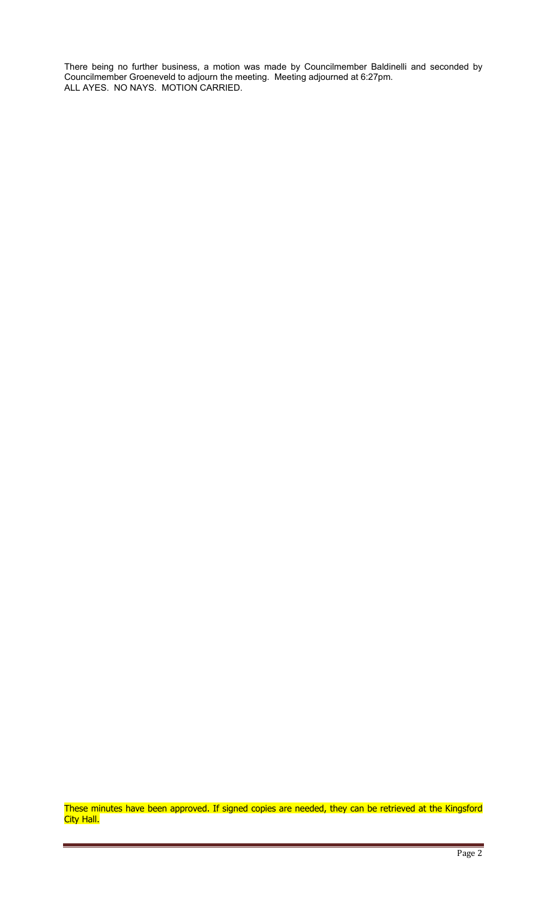There being no further business, a motion was made by Councilmember Baldinelli and seconded by Councilmember Groeneveld to adjourn the meeting. Meeting adjourned at 6:27pm.
ALL AYES. NO NAYS. MOTION CARRIED.

These minutes have been approved. If signed copies are needed, they can be retrieved at the Kingsford City Hall.